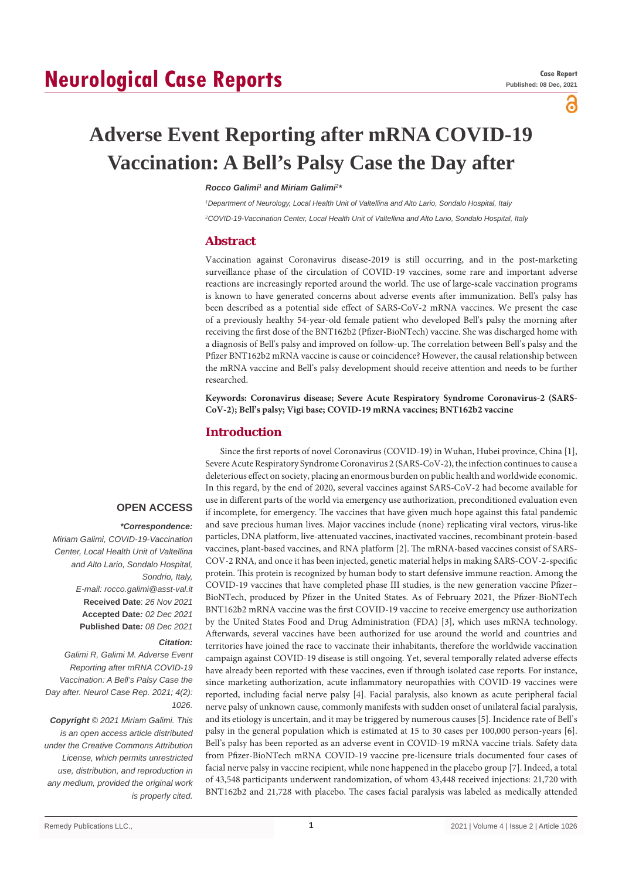Neurological Case Reports

**Case Report**
**Published: 08 Dec, 2021**

# Adverse Event Reporting after mRNA COVID-19 Vaccination: A Bell's Palsy Case the Day after

***Rocco Galimi[1] and Miriam Galimi[2]****

*[1]Department of Neurology, Local Health Unit of Valtellina and Alto Lario, Sondalo Hospital, Italy*

*[2]COVID-19-Vaccination Center, Local Health Unit of Valtellina and Alto Lario, Sondalo Hospital, Italy*

## Abstract

Vaccination against Coronavirus disease-2019 is still occurring, and in the post-marketing surveillance phase of the circulation of COVID-19 vaccines, some rare and important adverse reactions are increasingly reported around the world. The use of large-scale vaccination programs is known to have generated concerns about adverse events after immunization. Bell's palsy has been described as a potential side effect of SARS-CoV-2 mRNA vaccines. We present the case of a previously healthy 54-year-old female patient who developed Bell's palsy the morning after receiving the first dose of the BNT162b2 (Pfizer-BioNTech) vaccine. She was discharged home with a diagnosis of Bell's palsy and improved on follow-up. The correlation between Bell's palsy and the Pfizer BNT162b2 mRNA vaccine is cause or coincidence? However, the causal relationship between the mRNA vaccine and Bell's palsy development should receive attention and needs to be further researched.

**Keywords: Coronavirus disease; Severe Acute Respiratory Syndrome Coronavirus-2 (SARS-CoV-2); Bell's palsy; Vigi base; COVID-19 mRNA vaccines; BNT162b2 vaccine**

## Introduction

Since the first reports of novel Coronavirus (COVID-19) in Wuhan, Hubei province, China [1], Severe Acute Respiratory Syndrome Coronavirus 2 (SARS-CoV-2), the infection continues to cause a deleterious effect on society, placing an enormous burden on public health and worldwide economic. In this regard, by the end of 2020, several vaccines against SARS-CoV-2 had become available for use in different parts of the world via emergency use authorization, preconditioned evaluation even if incomplete, for emergency. The vaccines that have given much hope against this fatal pandemic and save precious human lives. Major vaccines include (none) replicating viral vectors, virus-like particles, DNA platform, live-attenuated vaccines, inactivated vaccines, recombinant protein-based vaccines, plant-based vaccines, and RNA platform [2]. The mRNA-based vaccines consist of SARS-COV-2 RNA, and once it has been injected, genetic material helps in making SARS-COV-2-specific protein. This protein is recognized by human body to start defensive immune reaction. Among the COVID-19 vaccines that have completed phase III studies, is the new generation vaccine Pfizer–BioNTech, produced by Pfizer in the United States. As of February 2021, the Pfizer-BioNTech BNT162b2 mRNA vaccine was the first COVID-19 vaccine to receive emergency use authorization by the United States Food and Drug Administration (FDA) [3], which uses mRNA technology. Afterwards, several vaccines have been authorized for use around the world and countries and territories have joined the race to vaccinate their inhabitants, therefore the worldwide vaccination campaign against COVID-19 disease is still ongoing. Yet, several temporally related adverse effects have already been reported with these vaccines, even if through isolated case reports. For instance, since marketing authorization, acute inflammatory neuropathies with COVID-19 vaccines were reported, including facial nerve palsy [4]. Facial paralysis, also known as acute peripheral facial nerve palsy of unknown cause, commonly manifests with sudden onset of unilateral facial paralysis, and its etiology is uncertain, and it may be triggered by numerous causes [5]. Incidence rate of Bell's palsy in the general population which is estimated at 15 to 30 cases per 100,000 person-years [6]. Bell's palsy has been reported as an adverse event in COVID-19 mRNA vaccine trials. Safety data from Pfizer-BioNTech mRNA COVID-19 vaccine pre-licensure trials documented four cases of facial nerve palsy in vaccine recipient, while none happened in the placebo group [7]. Indeed, a total of 43,548 participants underwent randomization, of whom 43,448 received injections: 21,720 with BNT162b2 and 21,728 with placebo. The cases facial paralysis was labeled as medically attended

**OPEN ACCESS**

***\*Correspondence:***

*Miriam Galimi, COVID-19-Vaccination Center, Local Health Unit of Valtellina and Alto Lario, Sondalo Hospital, Sondrio, Italy,*
*E-mail: rocco.galimi@asst-val.it*
**Received Date**: *26 Nov 2021*
**Accepted Date***: 02 Dec 2021*
**Published Date***: 08 Dec 2021*

***Citation:***

*Galimi R, Galimi M. Adverse Event Reporting after mRNA COVID-19 Vaccination: A Bell's Palsy Case the Day after. Neurol Case Rep. 2021; 4(2): 1026.*

***Copyright** © 2021 Miriam Galimi. This is an open access article distributed under the Creative Commons Attribution License, which permits unrestricted use, distribution, and reproduction in any medium, provided the original work is properly cited.*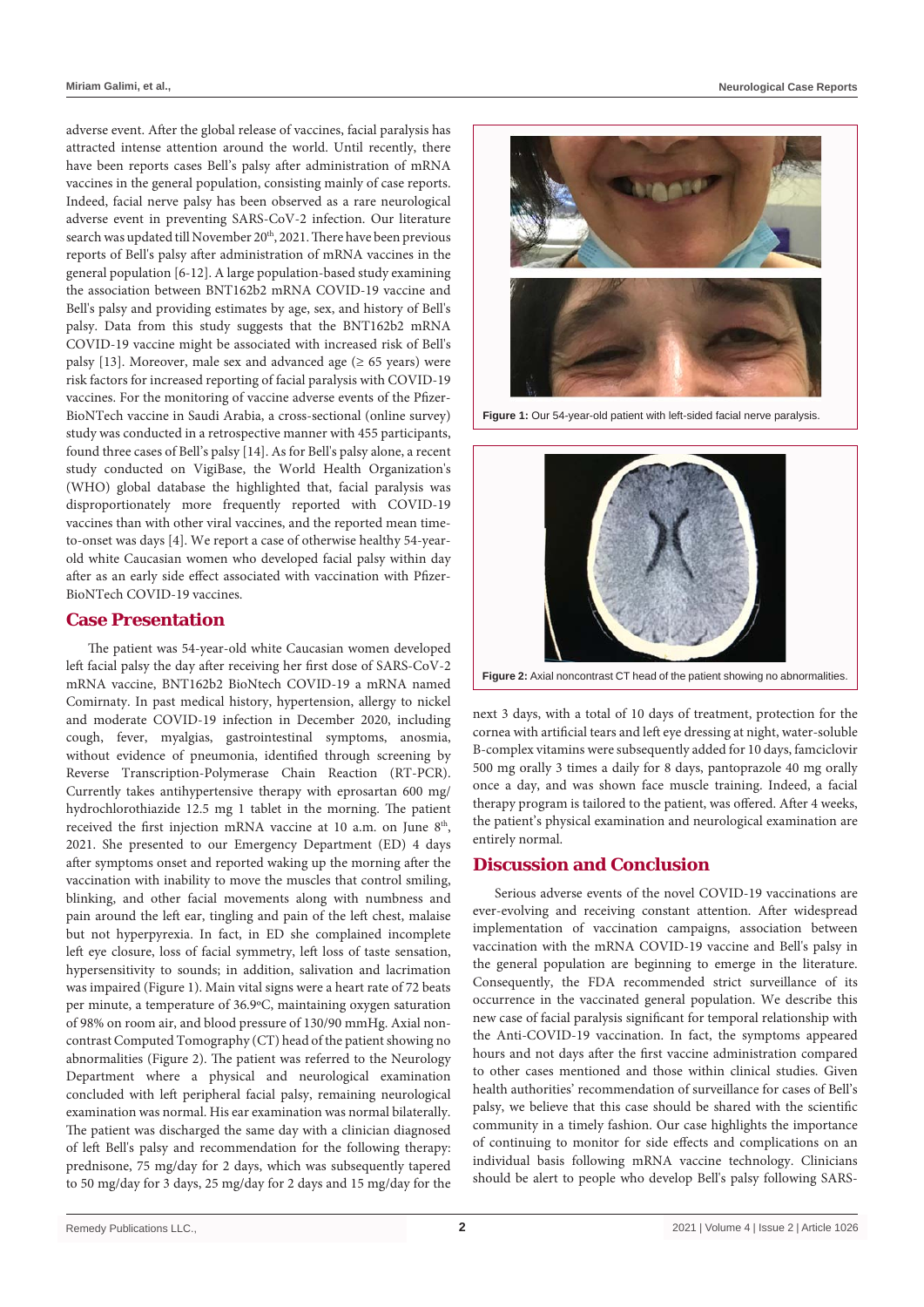adverse event. After the global release of vaccines, facial paralysis has attracted intense attention around the world. Until recently, there have been reports cases Bell's palsy after administration of mRNA vaccines in the general population, consisting mainly of case reports. Indeed, facial nerve palsy has been observed as a rare neurological adverse event in preventing SARS-CoV-2 infection. Our literature search was updated till November 20th, 2021. There have been previous reports of Bell's palsy after administration of mRNA vaccines in the general population [6-12]. A large population-based study examining the association between BNT162b2 mRNA COVID-19 vaccine and Bell's palsy and providing estimates by age, sex, and history of Bell's palsy. Data from this study suggests that the BNT162b2 mRNA COVID-19 vaccine might be associated with increased risk of Bell's palsy [13]. Moreover, male sex and advanced age (≥ 65 years) were risk factors for increased reporting of facial paralysis with COVID-19 vaccines. For the monitoring of vaccine adverse events of the Pfizer-BioNTech vaccine in Saudi Arabia, a cross-sectional (online survey) study was conducted in a retrospective manner with 455 participants, found three cases of Bell's palsy [14]. As for Bell's palsy alone, a recent study conducted on VigiBase, the World Health Organization's (WHO) global database the highlighted that, facial paralysis was disproportionately more frequently reported with COVID-19 vaccines than with other viral vaccines, and the reported mean time-to-onset was days [4]. We report a case of otherwise healthy 54-year-old white Caucasian women who developed facial palsy within day after as an early side effect associated with vaccination with Pfizer-BioNTech COVID-19 vaccines.

## Case Presentation

The patient was 54-year-old white Caucasian women developed left facial palsy the day after receiving her first dose of SARS-CoV-2 mRNA vaccine, BNT162b2 BioNtech COVID-19 a mRNA named Comirnaty. In past medical history, hypertension, allergy to nickel and moderate COVID-19 infection in December 2020, including cough, fever, myalgias, gastrointestinal symptoms, anosmia, without evidence of pneumonia, identified through screening by Reverse Transcription-Polymerase Chain Reaction (RT-PCR). Currently takes antihypertensive therapy with eprosartan 600 mg/hydrochlorothiazide 12.5 mg 1 tablet in the morning. The patient received the first injection mRNA vaccine at 10 a.m. on June 8th, 2021. She presented to our Emergency Department (ED) 4 days after symptoms onset and reported waking up the morning after the vaccination with inability to move the muscles that control smiling, blinking, and other facial movements along with numbness and pain around the left ear, tingling and pain of the left chest, malaise but not hyperpyrexia. In fact, in ED she complained incomplete left eye closure, loss of facial symmetry, left loss of taste sensation, hypersensitivity to sounds; in addition, salivation and lacrimation was impaired (Figure 1). Main vital signs were a heart rate of 72 beats per minute, a temperature of 36.9ºC, maintaining oxygen saturation of 98% on room air, and blood pressure of 130/90 mmHg. Axial non-contrast Computed Tomography (CT) head of the patient showing no abnormalities (Figure 2). The patient was referred to the Neurology Department where a physical and neurological examination concluded with left peripheral facial palsy, remaining neurological examination was normal. His ear examination was normal bilaterally. The patient was discharged the same day with a clinician diagnosed of left Bell's palsy and recommendation for the following therapy: prednisone, 75 mg/day for 2 days, which was subsequently tapered to 50 mg/day for 3 days, 25 mg/day for 2 days and 15 mg/day for the next 3 days, with a total of 10 days of treatment, protection for the cornea with artificial tears and left eye dressing at night, water-soluble B-complex vitamins were subsequently added for 10 days, famciclovir 500 mg orally 3 times a daily for 8 days, pantoprazole 40 mg orally once a day, and was shown face muscle training. Indeed, a facial therapy program is tailored to the patient, was offered. After 4 weeks, the patient's physical examination and neurological examination are entirely normal.

**Figure 1:** Our 54-year-old patient with left-sided facial nerve paralysis.

**Figure 2:** Axial noncontrast CT head of the patient showing no abnormalities.

## Discussion and Conclusion

Serious adverse events of the novel COVID-19 vaccinations are ever-evolving and receiving constant attention. After widespread implementation of vaccination campaigns, association between vaccination with the mRNA COVID-19 vaccine and Bell's palsy in the general population are beginning to emerge in the literature. Consequently, the FDA recommended strict surveillance of its occurrence in the vaccinated general population. We describe this new case of facial paralysis significant for temporal relationship with the Anti-COVID-19 vaccination. In fact, the symptoms appeared hours and not days after the first vaccine administration compared to other cases mentioned and those within clinical studies. Given health authorities' recommendation of surveillance for cases of Bell's palsy, we believe that this case should be shared with the scientific community in a timely fashion. Our case highlights the importance of continuing to monitor for side effects and complications on an individual basis following mRNA vaccine technology. Clinicians should be alert to people who develop Bell's palsy following SARS-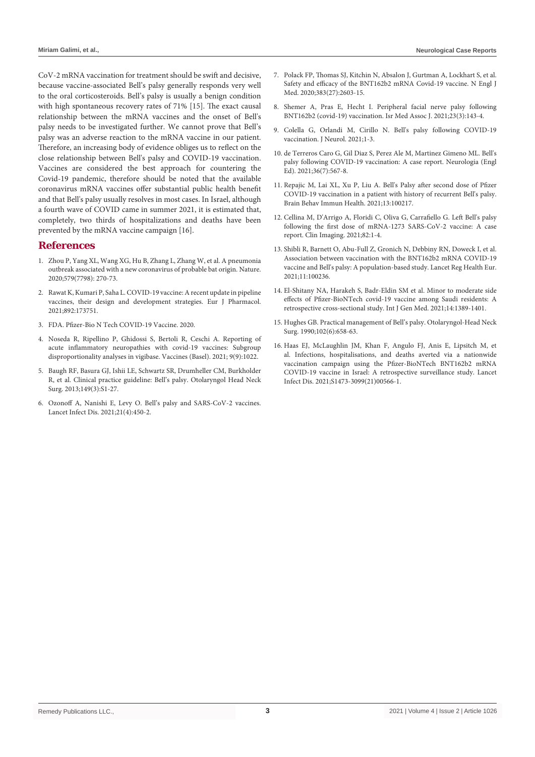CoV-2 mRNA vaccination for treatment should be swift and decisive, because vaccine-associated Bell's palsy generally responds very well to the oral corticosteroids. Bell's palsy is usually a benign condition with high spontaneous recovery rates of 71% [15]. The exact causal relationship between the mRNA vaccines and the onset of Bell's palsy needs to be investigated further. We cannot prove that Bell's palsy was an adverse reaction to the mRNA vaccine in our patient. Therefore, an increasing body of evidence obliges us to reflect on the close relationship between Bell's palsy and COVID-19 vaccination. Vaccines are considered the best approach for countering the Covid-19 pandemic, therefore should be noted that the available coronavirus mRNA vaccines offer substantial public health benefit and that Bell's palsy usually resolves in most cases. In Israel, although a fourth wave of COVID came in summer 2021, it is estimated that, completely, two thirds of hospitalizations and deaths have been prevented by the mRNA vaccine campaign [16].

## References

1. Zhou P, Yang XL, Wang XG, Hu B, Zhang L, Zhang W, et al. A pneumonia outbreak associated with a new coronavirus of probable bat origin. Nature. 2020;579(7798): 270-73.
2. Rawat K, Kumari P, Saha L. COVID-19 vaccine: A recent update in pipeline vaccines, their design and development strategies. Eur J Pharmacol. 2021;892:173751.
3. FDA. Pfizer-Bio N Tech COVID-19 Vaccine. 2020.
4. Noseda R, Ripellino P, Ghidossi S, Bertoli R, Ceschi A. Reporting of acute inflammatory neuropathies with covid-19 vaccines: Subgroup disproportionality analyses in vigibase. Vaccines (Basel). 2021; 9(9):1022.
5. Baugh RF, Basura GJ, Ishii LE, Schwartz SR, Drumheller CM, Burkholder R, et al. Clinical practice guideline: Bell's palsy. Otolaryngol Head Neck Surg. 2013;149(3):S1-27.
6. Ozonoff A, Nanishi E, Levy O. Bell's palsy and SARS-CoV-2 vaccines. Lancet Infect Dis. 2021;21(4):450-2.
7. Polack FP, Thomas SJ, Kitchin N, Absalon J, Gurtman A, Lockhart S, et al. Safety and efficacy of the BNT162b2 mRNA Covid-19 vaccine. N Engl J Med. 2020;383(27):2603-15.
8. Shemer A, Pras E, Hecht I. Peripheral facial nerve palsy following BNT162b2 (covid-19) vaccination. Isr Med Assoc J. 2021;23(3):143-4.
9. Colella G, Orlandi M, Cirillo N. Bell's palsy following COVID-19 vaccination. J Neurol. 2021;1-3.
10. de Terreros Caro G, Gil Diaz S, Perez Ale M, Martinez Gimeno ML. Bell's palsy following COVID-19 vaccination: A case report. Neurologia (Engl Ed). 2021;36(7):567-8.
11. Repajic M, Lai XL, Xu P, Liu A. Bell's Palsy after second dose of Pfizer COVID-19 vaccination in a patient with history of recurrent Bell's palsy. Brain Behav Immun Health. 2021;13:100217.
12. Cellina M, D'Arrigo A, Floridi C, Oliva G, Carrafiello G. Left Bell's palsy following the first dose of mRNA-1273 SARS-CoV-2 vaccine: A case report. Clin Imaging. 2021;82:1-4.
13. Shibli R, Barnett O, Abu-Full Z, Gronich N, Debbiny RN, Doweck I, et al. Association between vaccination with the BNT162b2 mRNA COVID-19 vaccine and Bell's palsy: A population-based study. Lancet Reg Health Eur. 2021;11:100236.
14. El-Shitany NA, Harakeh S, Badr-Eldin SM et al. Minor to moderate side effects of Pfizer-BioNTech covid-19 vaccine among Saudi residents: A retrospective cross-sectional study. Int J Gen Med. 2021;14:1389-1401.
15. Hughes GB. Practical management of Bell's palsy. Otolaryngol-Head Neck Surg. 1990;102(6):658-63.
16. Haas EJ, McLaughlin JM, Khan F, Angulo FJ, Anis E, Lipsitch M, et al. Infections, hospitalisations, and deaths averted via a nationwide vaccination campaign using the Pfizer-BioNTech BNT162b2 mRNA COVID-19 vaccine in Israel: A retrospective surveillance study. Lancet Infect Dis. 2021;S1473-3099(21)00566-1.